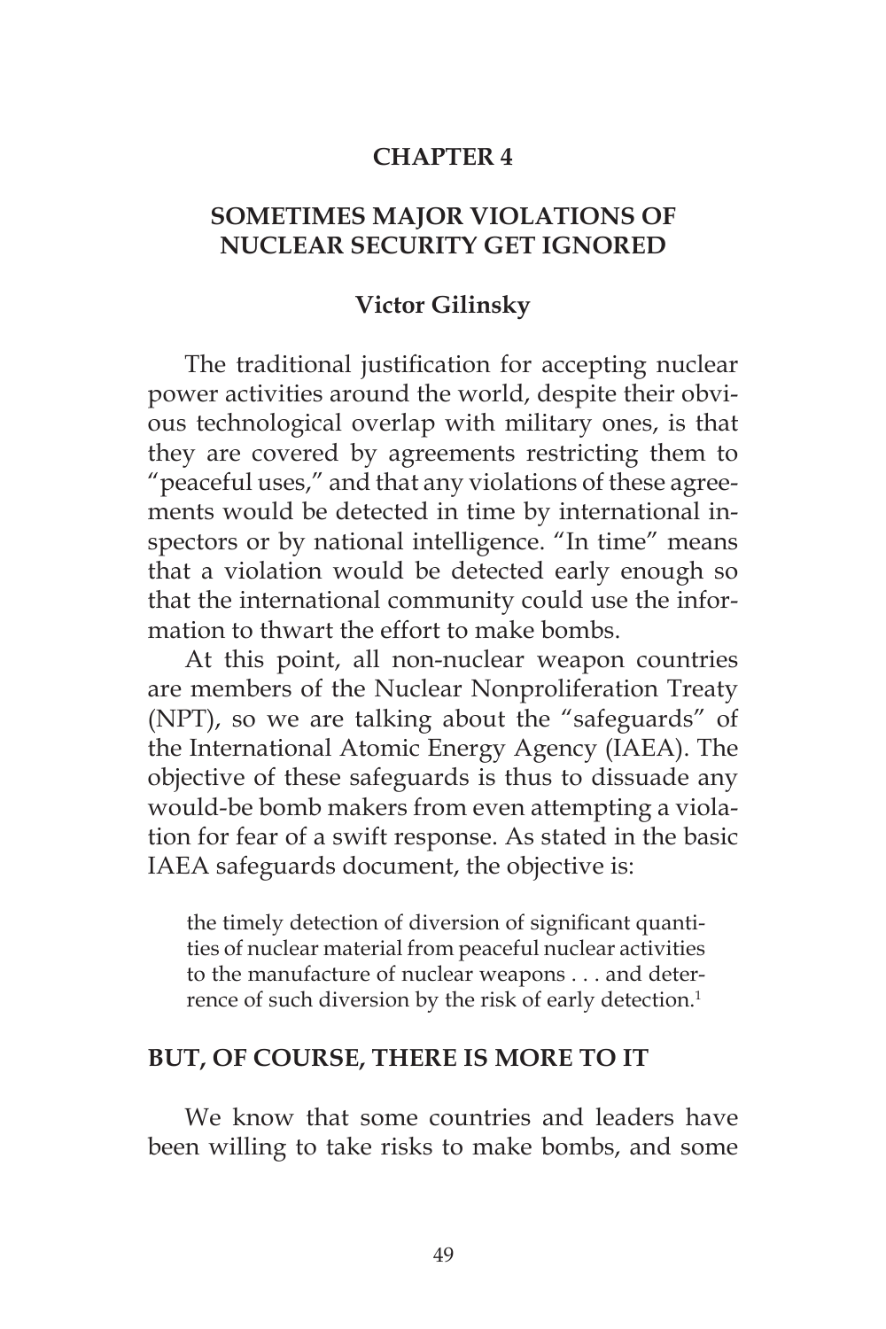# CHAPTER 4

## SOMETIMES MAJOR VIOLATIONS OF NUCLEAR SECURITY GET IGNORED

### Victor Gilinsky

The traditional justification for accepting nuclear power activities around the world, despite their obvious technological overlap with military ones, is that they are covered by agreements restricting them to "peaceful uses," and that any violations of these agreements would be detected in time by international inspectors or by national intelligence. "In time" means that a violation would be detected early enough so that the international community could use the information to thwart the effort to make bombs.

At this point, all non-nuclear weapon countries are members of the Nuclear Nonproliferation Treaty (NPT), so we are talking about the "safeguards" of the International Atomic Energy Agency (IAEA). The objective of these safeguards is thus to dissuade any would-be bomb makers from even attempting a violation for fear of a swift response. As stated in the basic IAEA safeguards document, the objective is:

> the timely detection of diversion of significant quantities of nuclear material from peaceful nuclear activities to the manufacture of nuclear weapons . . . and deterrence of such diversion by the risk of early detection.[1]

## BUT, OF COURSE, THERE IS MORE TO IT

We know that some countries and leaders have been willing to take risks to make bombs, and some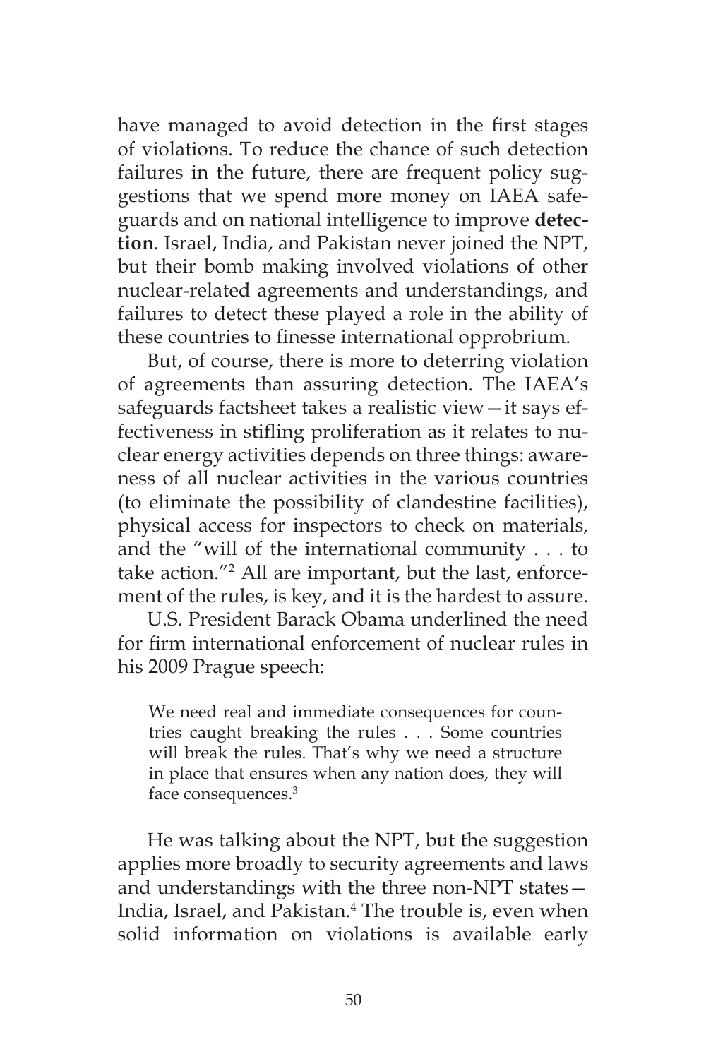have managed to avoid detection in the first stages of violations. To reduce the chance of such detection failures in the future, there are frequent policy suggestions that we spend more money on IAEA safeguards and on national intelligence to improve **detection**. Israel, India, and Pakistan never joined the NPT, but their bomb making involved violations of other nuclear-related agreements and understandings, and failures to detect these played a role in the ability of these countries to finesse international opprobrium.

But, of course, there is more to deterring violation of agreements than assuring detection. The IAEA's safeguards factsheet takes a realistic view—it says effectiveness in stifling proliferation as it relates to nuclear energy activities depends on three things: awareness of all nuclear activities in the various countries (to eliminate the possibility of clandestine facilities), physical access for inspectors to check on materials, and the "will of the international community . . . to take action."[2] All are important, but the last, enforcement of the rules, is key, and it is the hardest to assure.

U.S. President Barack Obama underlined the need for firm international enforcement of nuclear rules in his 2009 Prague speech:

> We need real and immediate consequences for countries caught breaking the rules . . . Some countries will break the rules. That's why we need a structure in place that ensures when any nation does, they will face consequences.[3]

He was talking about the NPT, but the suggestion applies more broadly to security agreements and laws and understandings with the three non-NPT states—India, Israel, and Pakistan.[4] The trouble is, even when solid information on violations is available early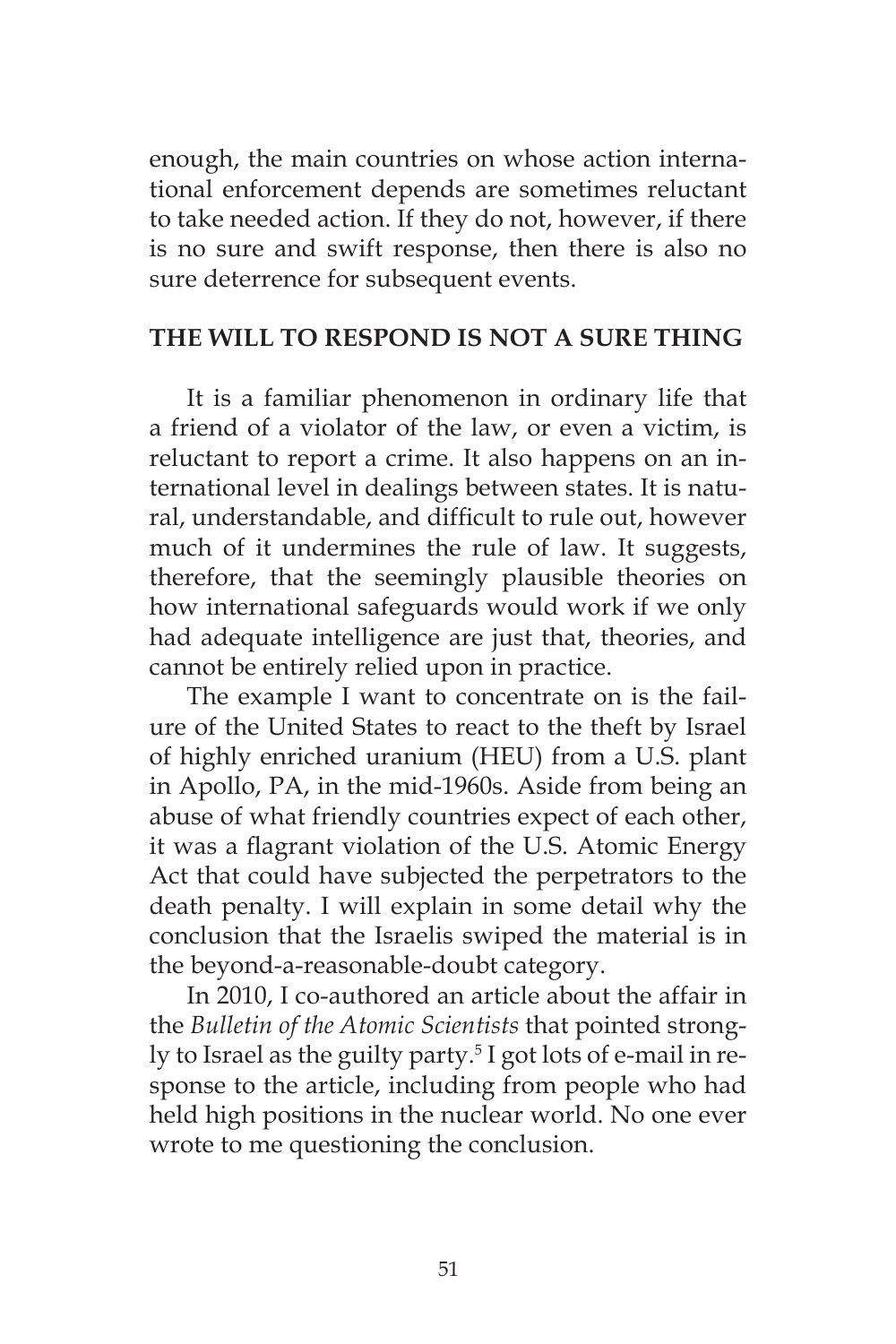enough, the main countries on whose action international enforcement depends are sometimes reluctant to take needed action. If they do not, however, if there is no sure and swift response, then there is also no sure deterrence for subsequent events.

## THE WILL TO RESPOND IS NOT A SURE THING

It is a familiar phenomenon in ordinary life that a friend of a violator of the law, or even a victim, is reluctant to report a crime. It also happens on an international level in dealings between states. It is natural, understandable, and difficult to rule out, however much of it undermines the rule of law. It suggests, therefore, that the seemingly plausible theories on how international safeguards would work if we only had adequate intelligence are just that, theories, and cannot be entirely relied upon in practice.

The example I want to concentrate on is the failure of the United States to react to the theft by Israel of highly enriched uranium (HEU) from a U.S. plant in Apollo, PA, in the mid-1960s. Aside from being an abuse of what friendly countries expect of each other, it was a flagrant violation of the U.S. Atomic Energy Act that could have subjected the perpetrators to the death penalty. I will explain in some detail why the conclusion that the Israelis swiped the material is in the beyond-a-reasonable-doubt category.

In 2010, I co-authored an article about the affair in the *Bulletin of the Atomic Scientists* that pointed strongly to Israel as the guilty party.[5] I got lots of e-mail in response to the article, including from people who had held high positions in the nuclear world. No one ever wrote to me questioning the conclusion.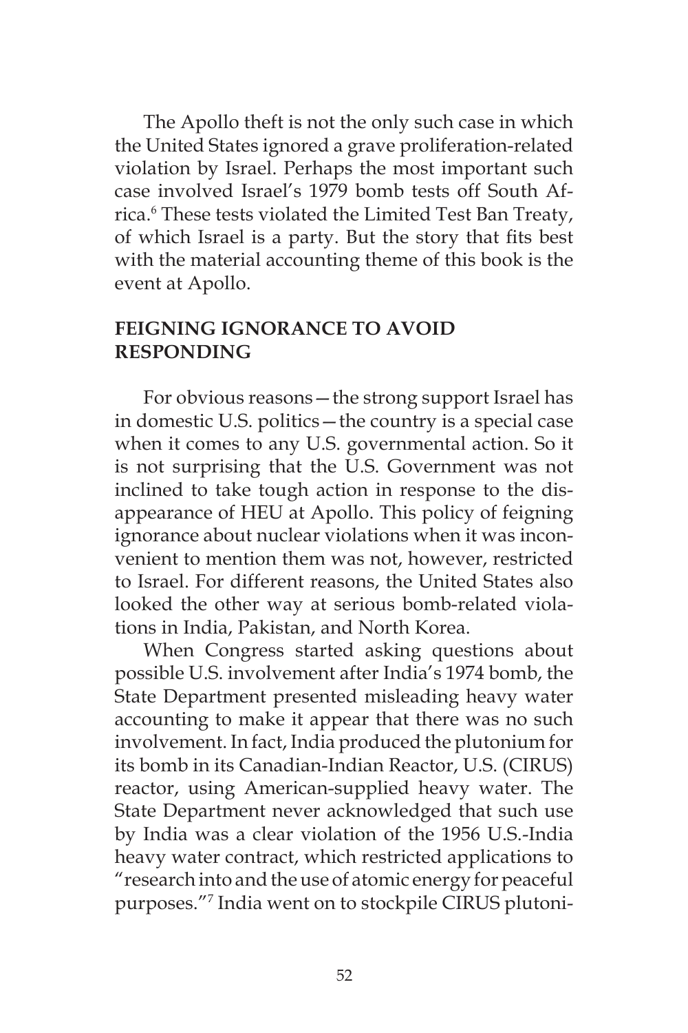The Apollo theft is not the only such case in which the United States ignored a grave proliferation-related violation by Israel. Perhaps the most important such case involved Israel's 1979 bomb tests off South Africa.[6] These tests violated the Limited Test Ban Treaty, of which Israel is a party. But the story that fits best with the material accounting theme of this book is the event at Apollo.

## FEIGNING IGNORANCE TO AVOID RESPONDING

For obvious reasons—the strong support Israel has in domestic U.S. politics—the country is a special case when it comes to any U.S. governmental action. So it is not surprising that the U.S. Government was not inclined to take tough action in response to the disappearance of HEU at Apollo. This policy of feigning ignorance about nuclear violations when it was inconvenient to mention them was not, however, restricted to Israel. For different reasons, the United States also looked the other way at serious bomb-related violations in India, Pakistan, and North Korea.

When Congress started asking questions about possible U.S. involvement after India's 1974 bomb, the State Department presented misleading heavy water accounting to make it appear that there was no such involvement. In fact, India produced the plutonium for its bomb in its Canadian-Indian Reactor, U.S. (CIRUS) reactor, using American-supplied heavy water. The State Department never acknowledged that such use by India was a clear violation of the 1956 U.S.-India heavy water contract, which restricted applications to "research into and the use of atomic energy for peaceful purposes."[7] India went on to stockpile CIRUS plutoni-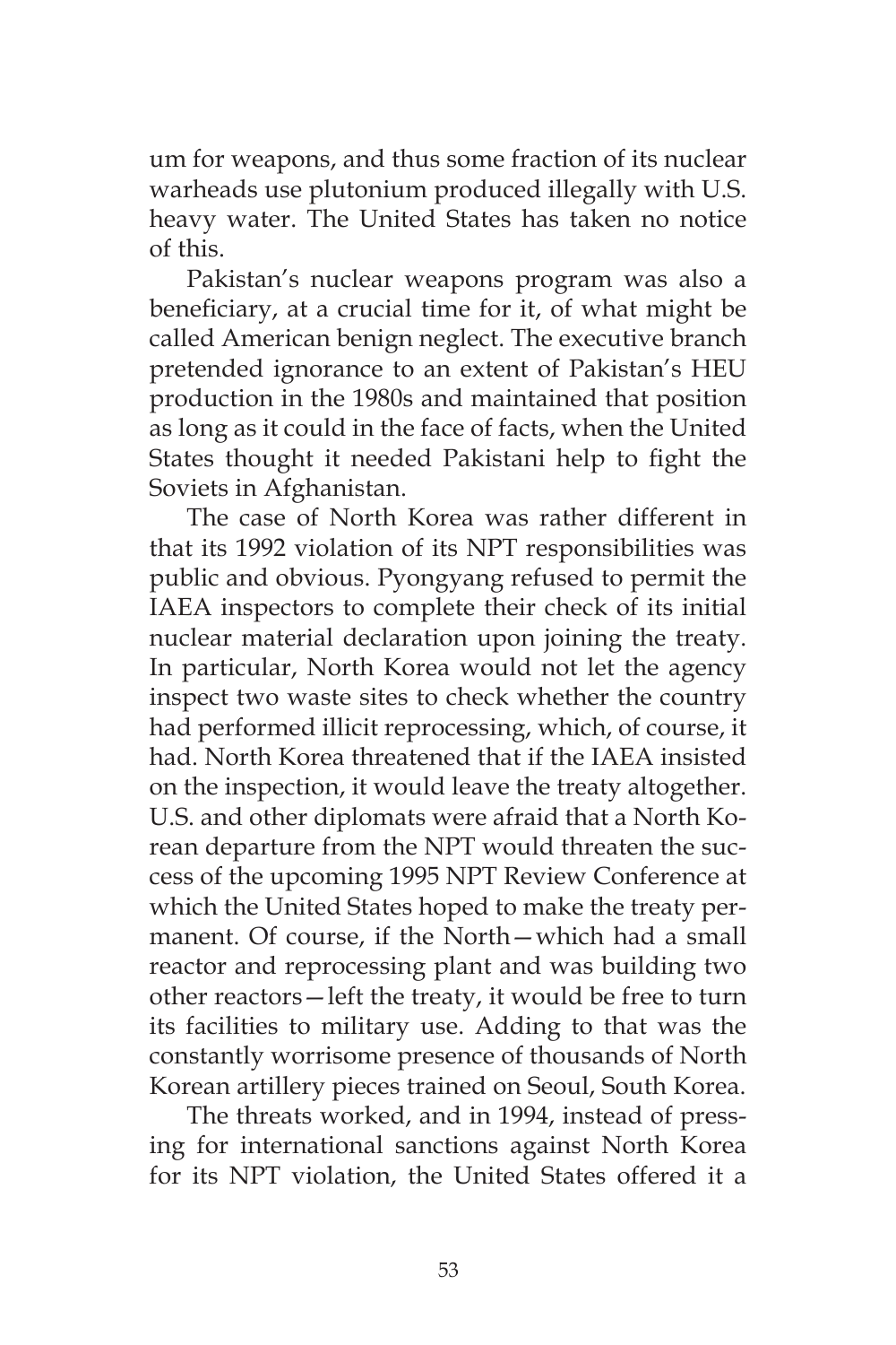um for weapons, and thus some fraction of its nuclear warheads use plutonium produced illegally with U.S. heavy water. The United States has taken no notice of this.

Pakistan's nuclear weapons program was also a beneficiary, at a crucial time for it, of what might be called American benign neglect. The executive branch pretended ignorance to an extent of Pakistan's HEU production in the 1980s and maintained that position as long as it could in the face of facts, when the United States thought it needed Pakistani help to fight the Soviets in Afghanistan.

The case of North Korea was rather different in that its 1992 violation of its NPT responsibilities was public and obvious. Pyongyang refused to permit the IAEA inspectors to complete their check of its initial nuclear material declaration upon joining the treaty. In particular, North Korea would not let the agency inspect two waste sites to check whether the country had performed illicit reprocessing, which, of course, it had. North Korea threatened that if the IAEA insisted on the inspection, it would leave the treaty altogether. U.S. and other diplomats were afraid that a North Korean departure from the NPT would threaten the success of the upcoming 1995 NPT Review Conference at which the United States hoped to make the treaty permanent. Of course, if the North—which had a small reactor and reprocessing plant and was building two other reactors—left the treaty, it would be free to turn its facilities to military use. Adding to that was the constantly worrisome presence of thousands of North Korean artillery pieces trained on Seoul, South Korea.

The threats worked, and in 1994, instead of pressing for international sanctions against North Korea for its NPT violation, the United States offered it a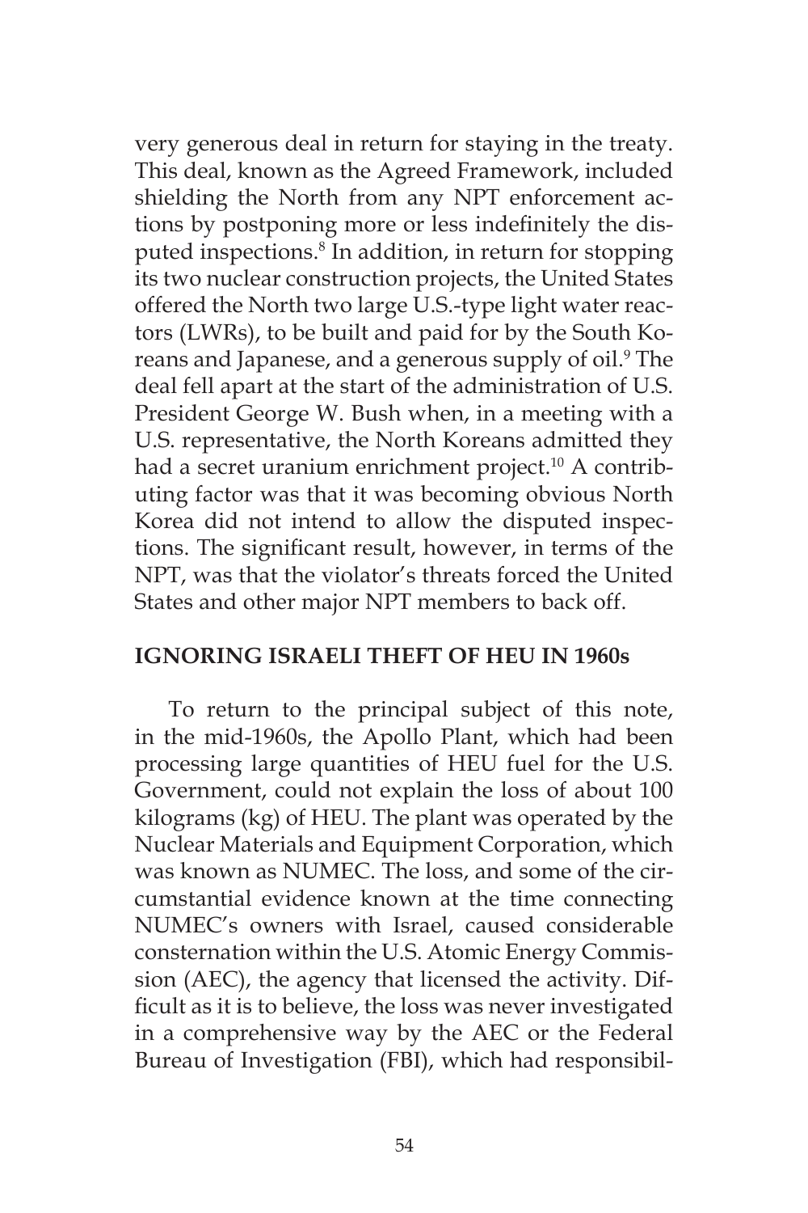very generous deal in return for staying in the treaty. This deal, known as the Agreed Framework, included shielding the North from any NPT enforcement actions by postponing more or less indefinitely the disputed inspections.[8] In addition, in return for stopping its two nuclear construction projects, the United States offered the North two large U.S.-type light water reactors (LWRs), to be built and paid for by the South Koreans and Japanese, and a generous supply of oil.[9] The deal fell apart at the start of the administration of U.S. President George W. Bush when, in a meeting with a U.S. representative, the North Koreans admitted they had a secret uranium enrichment project.[10] A contributing factor was that it was becoming obvious North Korea did not intend to allow the disputed inspections. The significant result, however, in terms of the NPT, was that the violator's threats forced the United States and other major NPT members to back off.

## IGNORING ISRAELI THEFT OF HEU IN 1960s

To return to the principal subject of this note, in the mid-1960s, the Apollo Plant, which had been processing large quantities of HEU fuel for the U.S. Government, could not explain the loss of about 100 kilograms (kg) of HEU. The plant was operated by the Nuclear Materials and Equipment Corporation, which was known as NUMEC. The loss, and some of the circumstantial evidence known at the time connecting NUMEC's owners with Israel, caused considerable consternation within the U.S. Atomic Energy Commission (AEC), the agency that licensed the activity. Difficult as it is to believe, the loss was never investigated in a comprehensive way by the AEC or the Federal Bureau of Investigation (FBI), which had responsibil-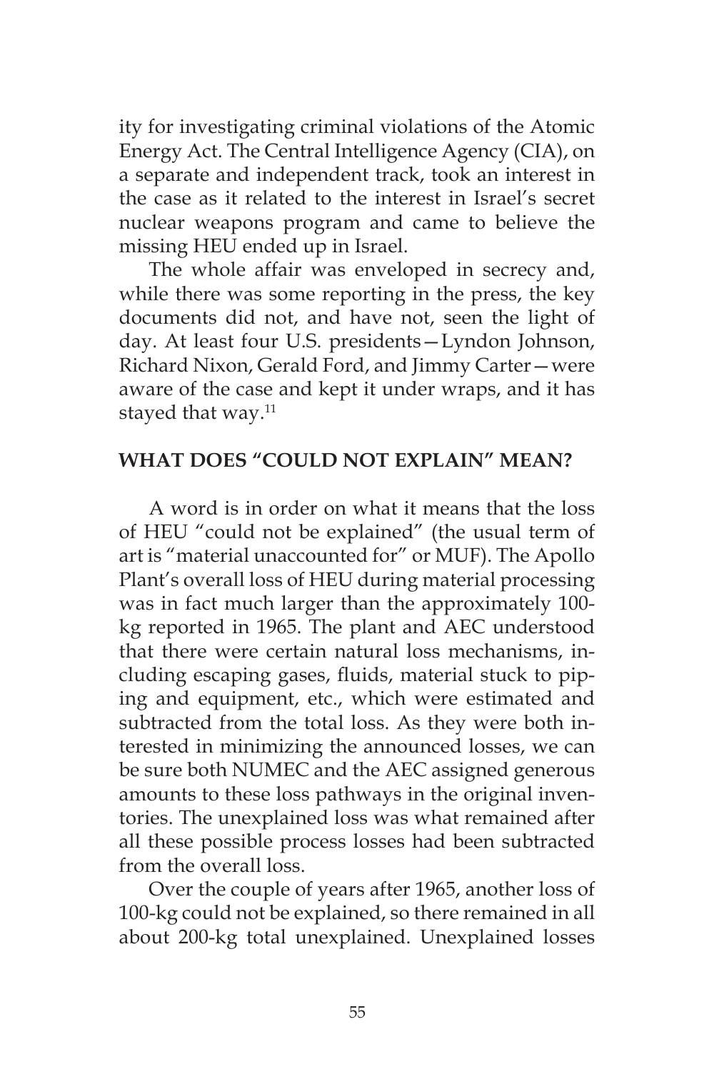ity for investigating criminal violations of the Atomic Energy Act. The Central Intelligence Agency (CIA), on a separate and independent track, took an interest in the case as it related to the interest in Israel's secret nuclear weapons program and came to believe the missing HEU ended up in Israel.

The whole affair was enveloped in secrecy and, while there was some reporting in the press, the key documents did not, and have not, seen the light of day. At least four U.S. presidents—Lyndon Johnson, Richard Nixon, Gerald Ford, and Jimmy Carter—were aware of the case and kept it under wraps, and it has stayed that way.[11]

## WHAT DOES "COULD NOT EXPLAIN" MEAN?

A word is in order on what it means that the loss of HEU "could not be explained" (the usual term of art is "material unaccounted for" or MUF). The Apollo Plant's overall loss of HEU during material processing was in fact much larger than the approximately 100-kg reported in 1965. The plant and AEC understood that there were certain natural loss mechanisms, including escaping gases, fluids, material stuck to piping and equipment, etc., which were estimated and subtracted from the total loss. As they were both interested in minimizing the announced losses, we can be sure both NUMEC and the AEC assigned generous amounts to these loss pathways in the original inventories. The unexplained loss was what remained after all these possible process losses had been subtracted from the overall loss.

Over the couple of years after 1965, another loss of 100-kg could not be explained, so there remained in all about 200-kg total unexplained. Unexplained losses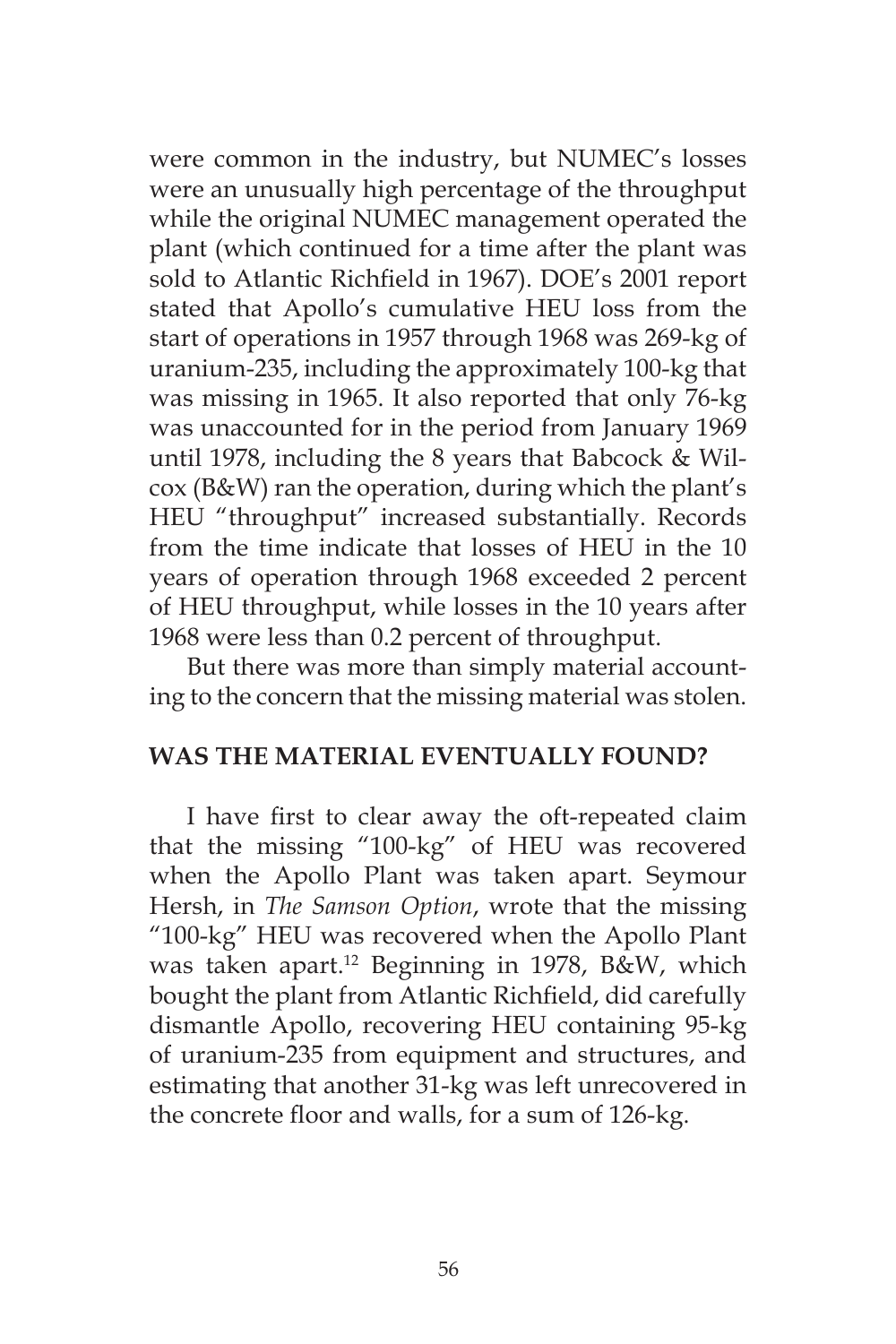were common in the industry, but NUMEC's losses were an unusually high percentage of the throughput while the original NUMEC management operated the plant (which continued for a time after the plant was sold to Atlantic Richfield in 1967). DOE's 2001 report stated that Apollo's cumulative HEU loss from the start of operations in 1957 through 1968 was 269-kg of uranium-235, including the approximately 100-kg that was missing in 1965. It also reported that only 76-kg was unaccounted for in the period from January 1969 until 1978, including the 8 years that Babcock & Wilcox (B&W) ran the operation, during which the plant's HEU "throughput" increased substantially. Records from the time indicate that losses of HEU in the 10 years of operation through 1968 exceeded 2 percent of HEU throughput, while losses in the 10 years after 1968 were less than 0.2 percent of throughput.

But there was more than simply material accounting to the concern that the missing material was stolen.

## WAS THE MATERIAL EVENTUALLY FOUND?

I have first to clear away the oft-repeated claim that the missing "100-kg" of HEU was recovered when the Apollo Plant was taken apart. Seymour Hersh, in *The Samson Option*, wrote that the missing "100-kg" HEU was recovered when the Apollo Plant was taken apart.[12] Beginning in 1978, B&W, which bought the plant from Atlantic Richfield, did carefully dismantle Apollo, recovering HEU containing 95-kg of uranium-235 from equipment and structures, and estimating that another 31-kg was left unrecovered in the concrete floor and walls, for a sum of 126-kg.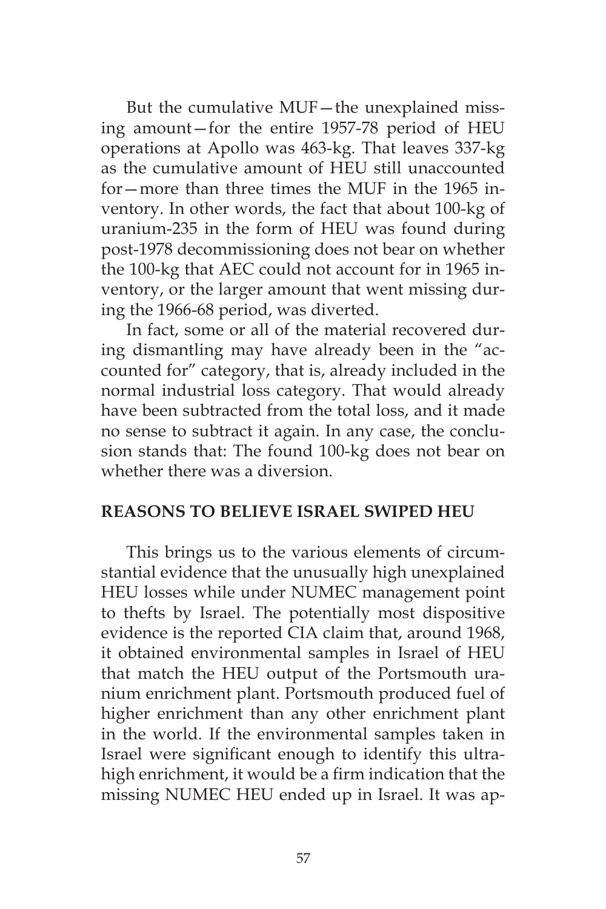But the cumulative MUF—the unexplained missing amount—for the entire 1957-78 period of HEU operations at Apollo was 463-kg. That leaves 337-kg as the cumulative amount of HEU still unaccounted for—more than three times the MUF in the 1965 inventory. In other words, the fact that about 100-kg of uranium-235 in the form of HEU was found during post-1978 decommissioning does not bear on whether the 100-kg that AEC could not account for in 1965 inventory, or the larger amount that went missing during the 1966-68 period, was diverted.

In fact, some or all of the material recovered during dismantling may have already been in the "accounted for" category, that is, already included in the normal industrial loss category. That would already have been subtracted from the total loss, and it made no sense to subtract it again. In any case, the conclusion stands that: The found 100-kg does not bear on whether there was a diversion.

## REASONS TO BELIEVE ISRAEL SWIPED HEU

This brings us to the various elements of circumstantial evidence that the unusually high unexplained HEU losses while under NUMEC management point to thefts by Israel. The potentially most dispositive evidence is the reported CIA claim that, around 1968, it obtained environmental samples in Israel of HEU that match the HEU output of the Portsmouth uranium enrichment plant. Portsmouth produced fuel of higher enrichment than any other enrichment plant in the world. If the environmental samples taken in Israel were significant enough to identify this ultra-high enrichment, it would be a firm indication that the missing NUMEC HEU ended up in Israel. It was ap-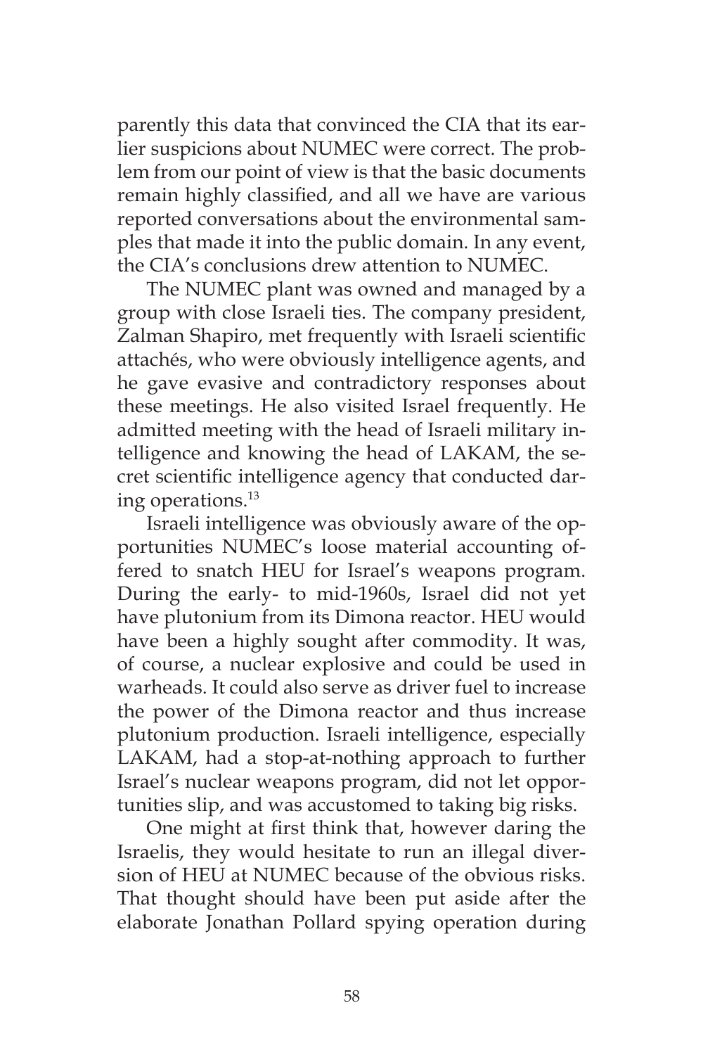parently this data that convinced the CIA that its earlier suspicions about NUMEC were correct. The problem from our point of view is that the basic documents remain highly classified, and all we have are various reported conversations about the environmental samples that made it into the public domain. In any event, the CIA's conclusions drew attention to NUMEC.

The NUMEC plant was owned and managed by a group with close Israeli ties. The company president, Zalman Shapiro, met frequently with Israeli scientific attachés, who were obviously intelligence agents, and he gave evasive and contradictory responses about these meetings. He also visited Israel frequently. He admitted meeting with the head of Israeli military intelligence and knowing the head of LAKAM, the secret scientific intelligence agency that conducted daring operations.[13]

Israeli intelligence was obviously aware of the opportunities NUMEC's loose material accounting offered to snatch HEU for Israel's weapons program. During the early- to mid-1960s, Israel did not yet have plutonium from its Dimona reactor. HEU would have been a highly sought after commodity. It was, of course, a nuclear explosive and could be used in warheads. It could also serve as driver fuel to increase the power of the Dimona reactor and thus increase plutonium production. Israeli intelligence, especially LAKAM, had a stop-at-nothing approach to further Israel's nuclear weapons program, did not let opportunities slip, and was accustomed to taking big risks.

One might at first think that, however daring the Israelis, they would hesitate to run an illegal diversion of HEU at NUMEC because of the obvious risks. That thought should have been put aside after the elaborate Jonathan Pollard spying operation during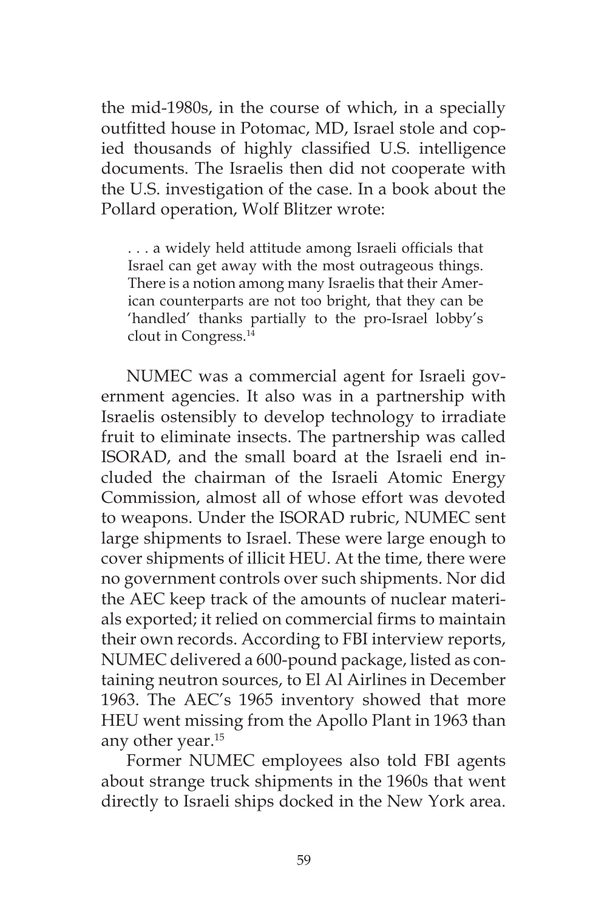the mid-1980s, in the course of which, in a specially outfitted house in Potomac, MD, Israel stole and copied thousands of highly classified U.S. intelligence documents. The Israelis then did not cooperate with the U.S. investigation of the case. In a book about the Pollard operation, Wolf Blitzer wrote:

> . . . a widely held attitude among Israeli officials that Israel can get away with the most outrageous things. There is a notion among many Israelis that their American counterparts are not too bright, that they can be 'handled' thanks partially to the pro-Israel lobby's clout in Congress.[14]

NUMEC was a commercial agent for Israeli government agencies. It also was in a partnership with Israelis ostensibly to develop technology to irradiate fruit to eliminate insects. The partnership was called ISORAD, and the small board at the Israeli end included the chairman of the Israeli Atomic Energy Commission, almost all of whose effort was devoted to weapons. Under the ISORAD rubric, NUMEC sent large shipments to Israel. These were large enough to cover shipments of illicit HEU. At the time, there were no government controls over such shipments. Nor did the AEC keep track of the amounts of nuclear materials exported; it relied on commercial firms to maintain their own records. According to FBI interview reports, NUMEC delivered a 600-pound package, listed as containing neutron sources, to El Al Airlines in December 1963. The AEC's 1965 inventory showed that more HEU went missing from the Apollo Plant in 1963 than any other year.[15]

Former NUMEC employees also told FBI agents about strange truck shipments in the 1960s that went directly to Israeli ships docked in the New York area.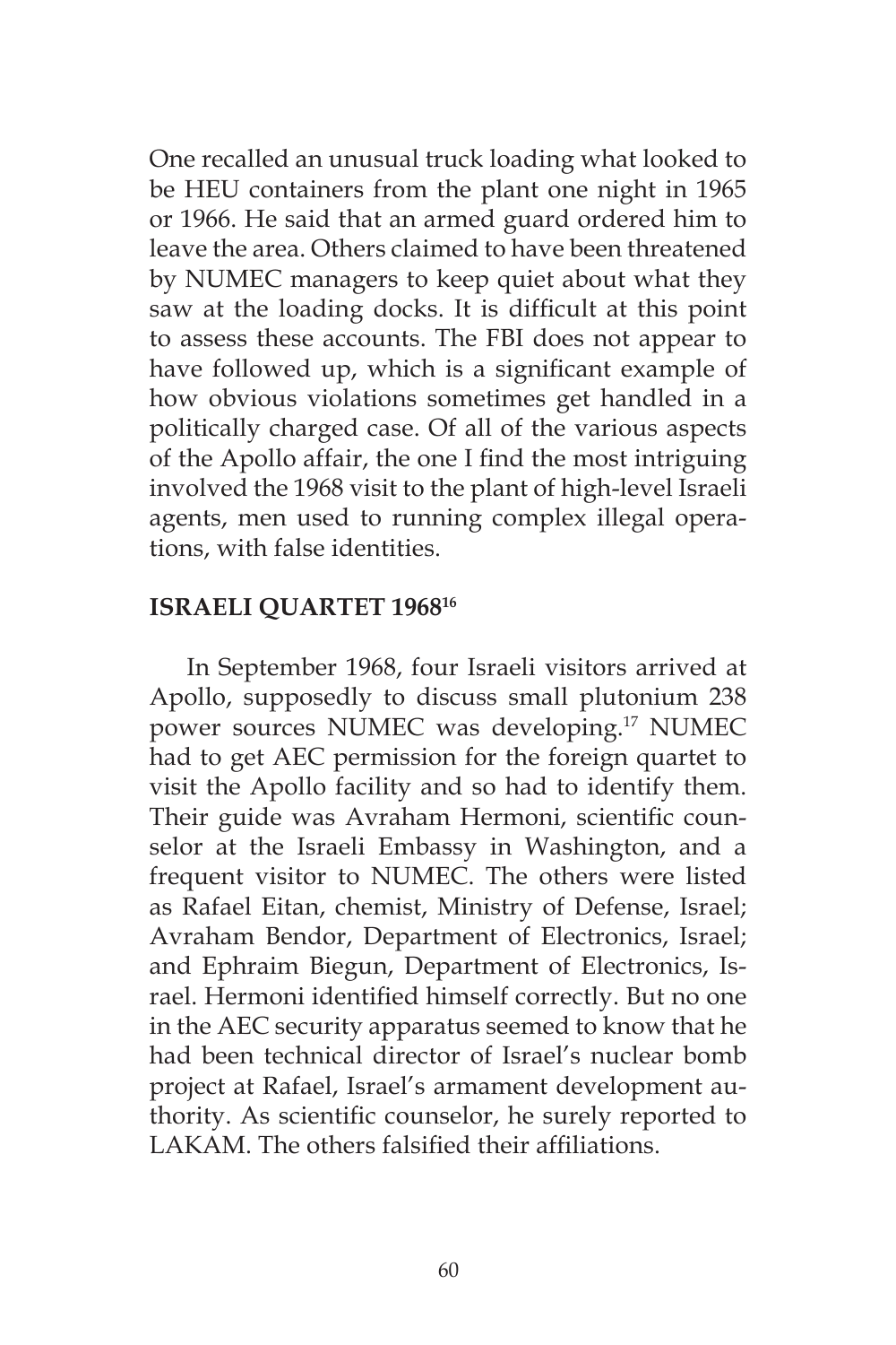One recalled an unusual truck loading what looked to be HEU containers from the plant one night in 1965 or 1966. He said that an armed guard ordered him to leave the area. Others claimed to have been threatened by NUMEC managers to keep quiet about what they saw at the loading docks. It is difficult at this point to assess these accounts. The FBI does not appear to have followed up, which is a significant example of how obvious violations sometimes get handled in a politically charged case. Of all of the various aspects of the Apollo affair, the one I find the most intriguing involved the 1968 visit to the plant of high-level Israeli agents, men used to running complex illegal operations, with false identities.

## ISRAELI QUARTET 1968[16]

In September 1968, four Israeli visitors arrived at Apollo, supposedly to discuss small plutonium 238 power sources NUMEC was developing.[17] NUMEC had to get AEC permission for the foreign quartet to visit the Apollo facility and so had to identify them. Their guide was Avraham Hermoni, scientific counselor at the Israeli Embassy in Washington, and a frequent visitor to NUMEC. The others were listed as Rafael Eitan, chemist, Ministry of Defense, Israel; Avraham Bendor, Department of Electronics, Israel; and Ephraim Biegun, Department of Electronics, Israel. Hermoni identified himself correctly. But no one in the AEC security apparatus seemed to know that he had been technical director of Israel's nuclear bomb project at Rafael, Israel's armament development authority. As scientific counselor, he surely reported to LAKAM. The others falsified their affiliations.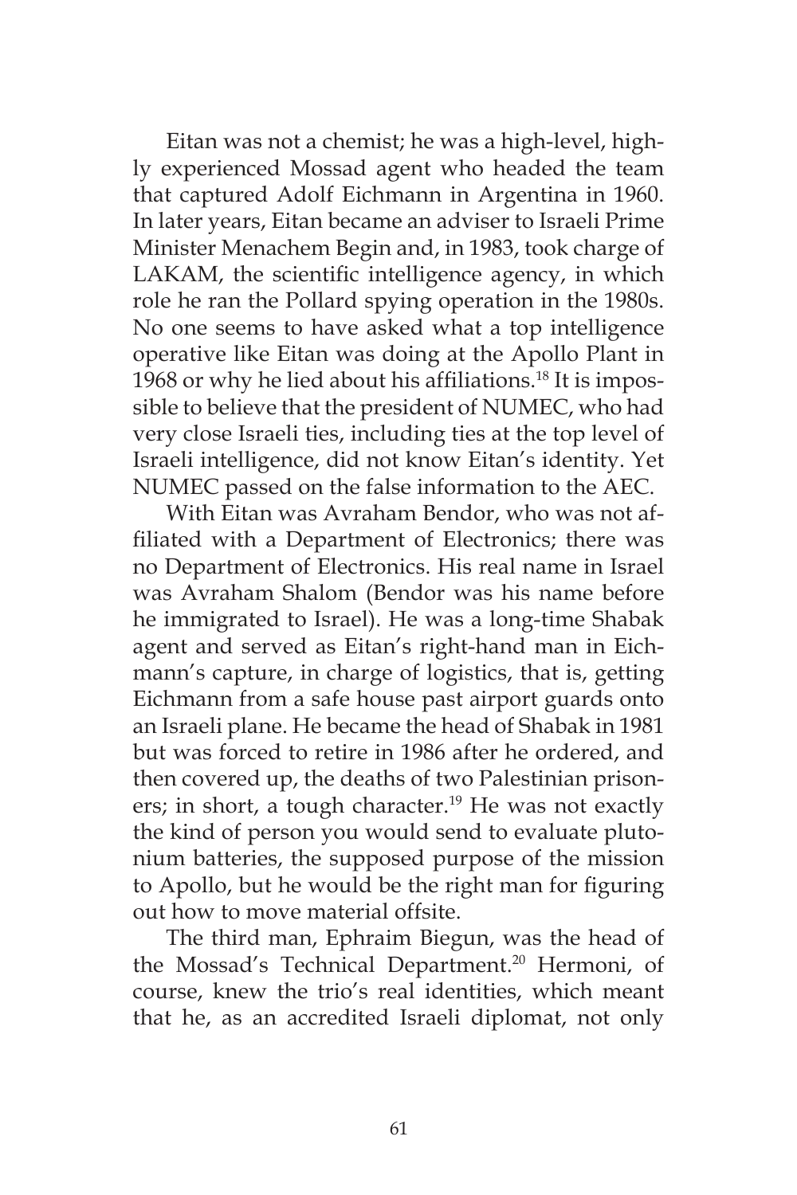Eitan was not a chemist; he was a high-level, highly experienced Mossad agent who headed the team that captured Adolf Eichmann in Argentina in 1960. In later years, Eitan became an adviser to Israeli Prime Minister Menachem Begin and, in 1983, took charge of LAKAM, the scientific intelligence agency, in which role he ran the Pollard spying operation in the 1980s. No one seems to have asked what a top intelligence operative like Eitan was doing at the Apollo Plant in 1968 or why he lied about his affiliations.[18] It is impossible to believe that the president of NUMEC, who had very close Israeli ties, including ties at the top level of Israeli intelligence, did not know Eitan's identity. Yet NUMEC passed on the false information to the AEC.

With Eitan was Avraham Bendor, who was not affiliated with a Department of Electronics; there was no Department of Electronics. His real name in Israel was Avraham Shalom (Bendor was his name before he immigrated to Israel). He was a long-time Shabak agent and served as Eitan's right-hand man in Eichmann's capture, in charge of logistics, that is, getting Eichmann from a safe house past airport guards onto an Israeli plane. He became the head of Shabak in 1981 but was forced to retire in 1986 after he ordered, and then covered up, the deaths of two Palestinian prisoners; in short, a tough character.[19] He was not exactly the kind of person you would send to evaluate plutonium batteries, the supposed purpose of the mission to Apollo, but he would be the right man for figuring out how to move material offsite.

The third man, Ephraim Biegun, was the head of the Mossad's Technical Department.[20] Hermoni, of course, knew the trio's real identities, which meant that he, as an accredited Israeli diplomat, not only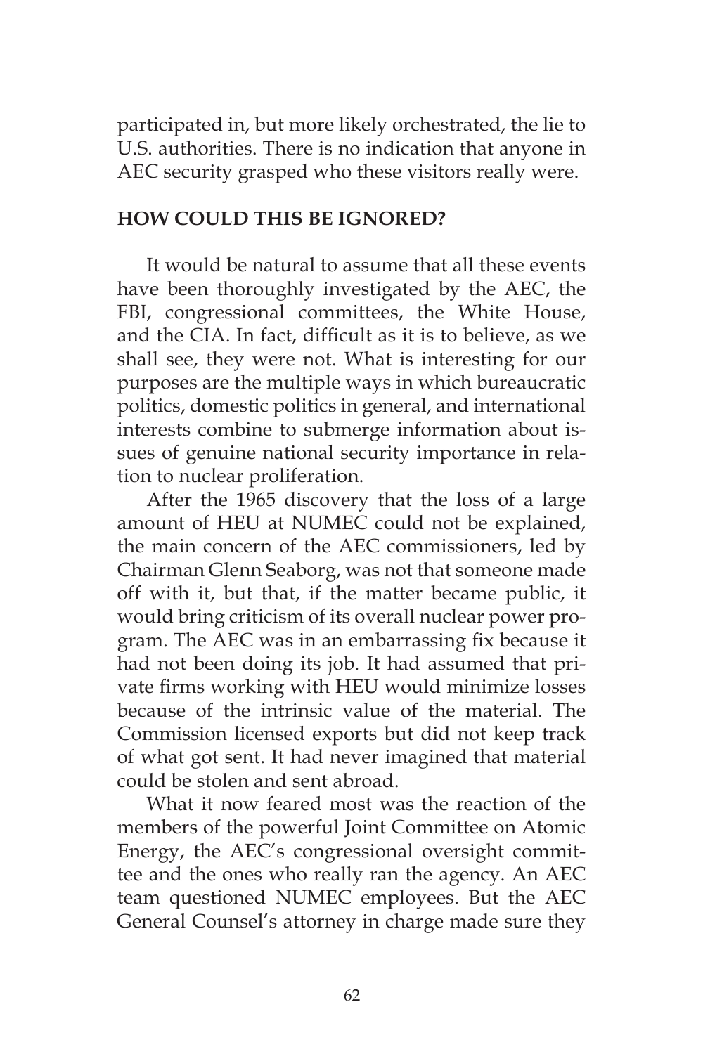participated in, but more likely orchestrated, the lie to U.S. authorities. There is no indication that anyone in AEC security grasped who these visitors really were.

## HOW COULD THIS BE IGNORED?

It would be natural to assume that all these events have been thoroughly investigated by the AEC, the FBI, congressional committees, the White House, and the CIA. In fact, difficult as it is to believe, as we shall see, they were not. What is interesting for our purposes are the multiple ways in which bureaucratic politics, domestic politics in general, and international interests combine to submerge information about issues of genuine national security importance in relation to nuclear proliferation.

After the 1965 discovery that the loss of a large amount of HEU at NUMEC could not be explained, the main concern of the AEC commissioners, led by Chairman Glenn Seaborg, was not that someone made off with it, but that, if the matter became public, it would bring criticism of its overall nuclear power program. The AEC was in an embarrassing fix because it had not been doing its job. It had assumed that private firms working with HEU would minimize losses because of the intrinsic value of the material. The Commission licensed exports but did not keep track of what got sent. It had never imagined that material could be stolen and sent abroad.

What it now feared most was the reaction of the members of the powerful Joint Committee on Atomic Energy, the AEC's congressional oversight committee and the ones who really ran the agency. An AEC team questioned NUMEC employees. But the AEC General Counsel's attorney in charge made sure they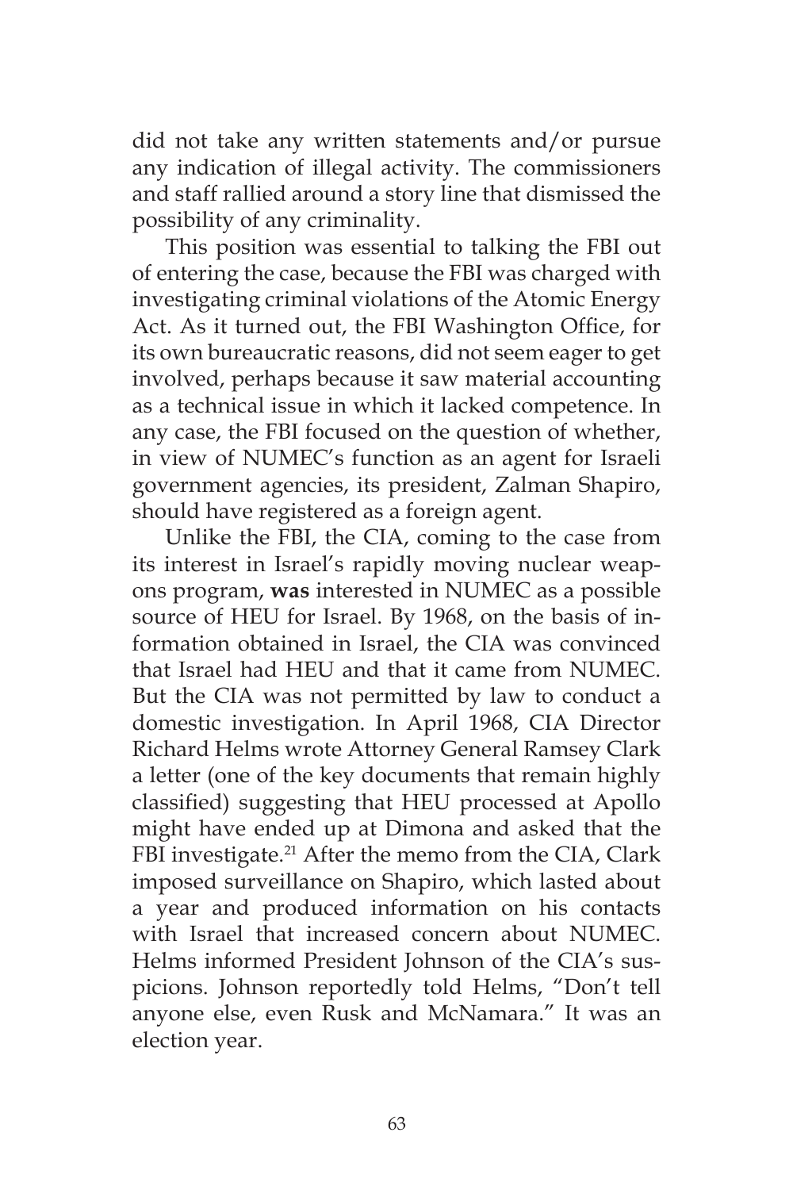did not take any written statements and/or pursue any indication of illegal activity. The commissioners and staff rallied around a story line that dismissed the possibility of any criminality.

This position was essential to talking the FBI out of entering the case, because the FBI was charged with investigating criminal violations of the Atomic Energy Act. As it turned out, the FBI Washington Office, for its own bureaucratic reasons, did not seem eager to get involved, perhaps because it saw material accounting as a technical issue in which it lacked competence. In any case, the FBI focused on the question of whether, in view of NUMEC's function as an agent for Israeli government agencies, its president, Zalman Shapiro, should have registered as a foreign agent.

Unlike the FBI, the CIA, coming to the case from its interest in Israel's rapidly moving nuclear weapons program, **was** interested in NUMEC as a possible source of HEU for Israel. By 1968, on the basis of information obtained in Israel, the CIA was convinced that Israel had HEU and that it came from NUMEC. But the CIA was not permitted by law to conduct a domestic investigation. In April 1968, CIA Director Richard Helms wrote Attorney General Ramsey Clark a letter (one of the key documents that remain highly classified) suggesting that HEU processed at Apollo might have ended up at Dimona and asked that the FBI investigate.[21] After the memo from the CIA, Clark imposed surveillance on Shapiro, which lasted about a year and produced information on his contacts with Israel that increased concern about NUMEC. Helms informed President Johnson of the CIA's suspicions. Johnson reportedly told Helms, "Don't tell anyone else, even Rusk and McNamara." It was an election year.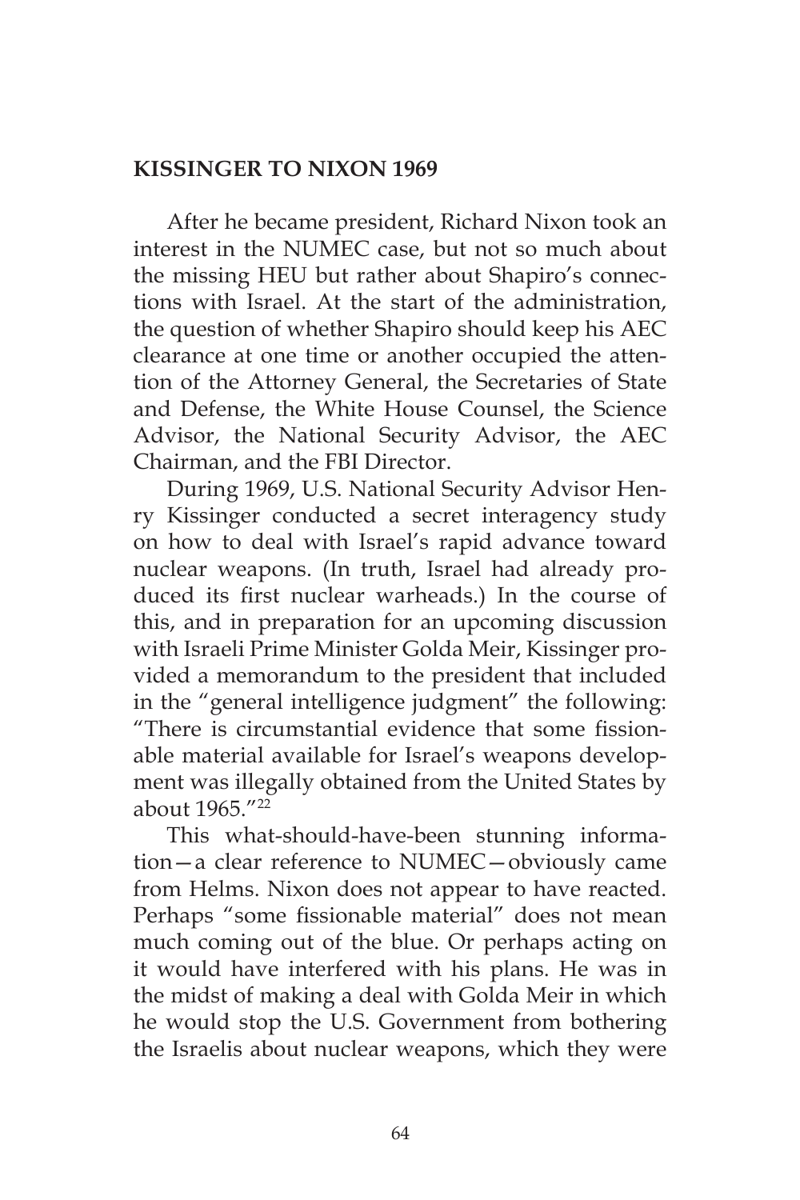## KISSINGER TO NIXON 1969

After he became president, Richard Nixon took an interest in the NUMEC case, but not so much about the missing HEU but rather about Shapiro's connections with Israel. At the start of the administration, the question of whether Shapiro should keep his AEC clearance at one time or another occupied the attention of the Attorney General, the Secretaries of State and Defense, the White House Counsel, the Science Advisor, the National Security Advisor, the AEC Chairman, and the FBI Director.

During 1969, U.S. National Security Advisor Henry Kissinger conducted a secret interagency study on how to deal with Israel's rapid advance toward nuclear weapons. (In truth, Israel had already produced its first nuclear warheads.) In the course of this, and in preparation for an upcoming discussion with Israeli Prime Minister Golda Meir, Kissinger provided a memorandum to the president that included in the "general intelligence judgment" the following: "There is circumstantial evidence that some fissionable material available for Israel's weapons development was illegally obtained from the United States by about 1965."[22]

This what-should-have-been stunning information—a clear reference to NUMEC—obviously came from Helms. Nixon does not appear to have reacted. Perhaps "some fissionable material" does not mean much coming out of the blue. Or perhaps acting on it would have interfered with his plans. He was in the midst of making a deal with Golda Meir in which he would stop the U.S. Government from bothering the Israelis about nuclear weapons, which they were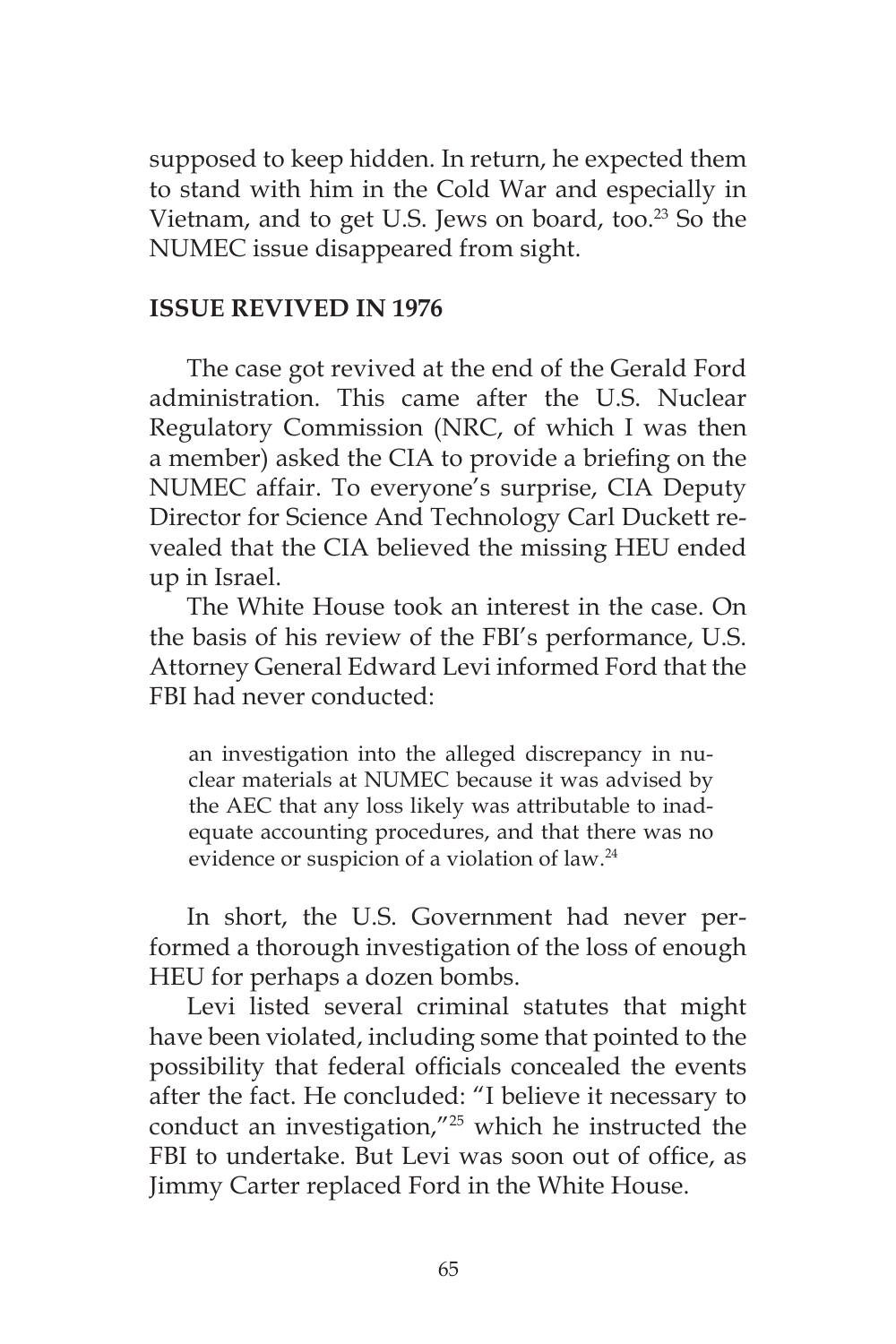supposed to keep hidden. In return, he expected them to stand with him in the Cold War and especially in Vietnam, and to get U.S. Jews on board, too.[23] So the NUMEC issue disappeared from sight.

## ISSUE REVIVED IN 1976

The case got revived at the end of the Gerald Ford administration. This came after the U.S. Nuclear Regulatory Commission (NRC, of which I was then a member) asked the CIA to provide a briefing on the NUMEC affair. To everyone's surprise, CIA Deputy Director for Science And Technology Carl Duckett revealed that the CIA believed the missing HEU ended up in Israel.

The White House took an interest in the case. On the basis of his review of the FBI's performance, U.S. Attorney General Edward Levi informed Ford that the FBI had never conducted:

> an investigation into the alleged discrepancy in nuclear materials at NUMEC because it was advised by the AEC that any loss likely was attributable to inadequate accounting procedures, and that there was no evidence or suspicion of a violation of law.[24]

In short, the U.S. Government had never performed a thorough investigation of the loss of enough HEU for perhaps a dozen bombs.

Levi listed several criminal statutes that might have been violated, including some that pointed to the possibility that federal officials concealed the events after the fact. He concluded: "I believe it necessary to conduct an investigation,"[25] which he instructed the FBI to undertake. But Levi was soon out of office, as Jimmy Carter replaced Ford in the White House.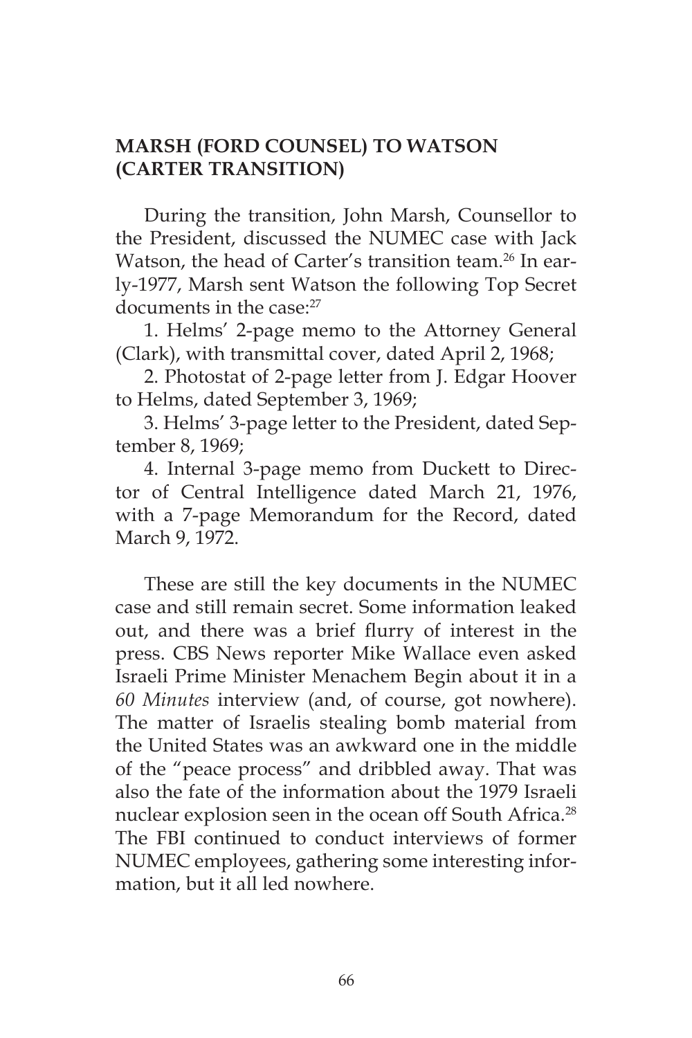## MARSH (FORD COUNSEL) TO WATSON (CARTER TRANSITION)

During the transition, John Marsh, Counsellor to the President, discussed the NUMEC case with Jack Watson, the head of Carter's transition team.[26] In early-1977, Marsh sent Watson the following Top Secret documents in the case:[27]

1. Helms' 2-page memo to the Attorney General (Clark), with transmittal cover, dated April 2, 1968;

2. Photostat of 2-page letter from J. Edgar Hoover to Helms, dated September 3, 1969;

3. Helms' 3-page letter to the President, dated September 8, 1969;

4. Internal 3-page memo from Duckett to Director of Central Intelligence dated March 21, 1976, with a 7-page Memorandum for the Record, dated March 9, 1972.

These are still the key documents in the NUMEC case and still remain secret. Some information leaked out, and there was a brief flurry of interest in the press. CBS News reporter Mike Wallace even asked Israeli Prime Minister Menachem Begin about it in a *60 Minutes* interview (and, of course, got nowhere). The matter of Israelis stealing bomb material from the United States was an awkward one in the middle of the "peace process" and dribbled away. That was also the fate of the information about the 1979 Israeli nuclear explosion seen in the ocean off South Africa.[28] The FBI continued to conduct interviews of former NUMEC employees, gathering some interesting information, but it all led nowhere.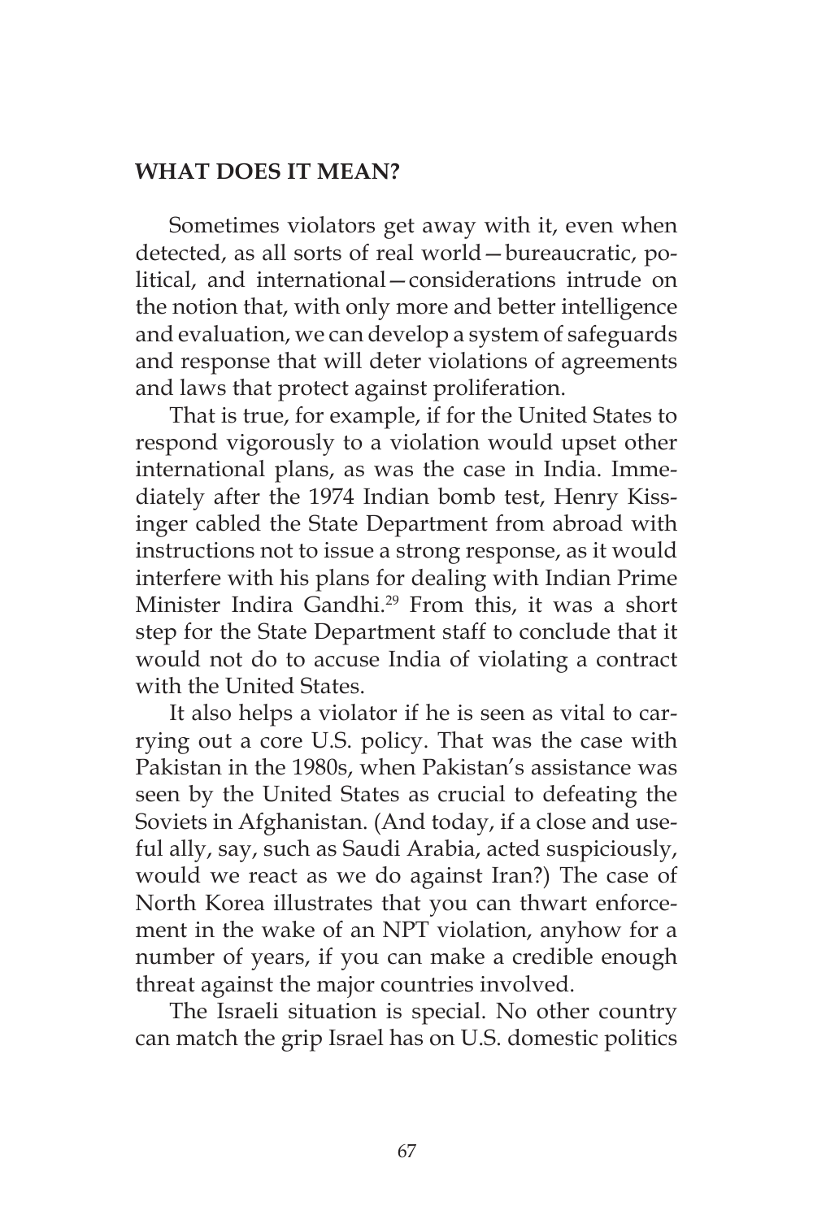## WHAT DOES IT MEAN?

Sometimes violators get away with it, even when detected, as all sorts of real world—bureaucratic, political, and international—considerations intrude on the notion that, with only more and better intelligence and evaluation, we can develop a system of safeguards and response that will deter violations of agreements and laws that protect against proliferation.

That is true, for example, if for the United States to respond vigorously to a violation would upset other international plans, as was the case in India. Immediately after the 1974 Indian bomb test, Henry Kissinger cabled the State Department from abroad with instructions not to issue a strong response, as it would interfere with his plans for dealing with Indian Prime Minister Indira Gandhi.[29] From this, it was a short step for the State Department staff to conclude that it would not do to accuse India of violating a contract with the United States.

It also helps a violator if he is seen as vital to carrying out a core U.S. policy. That was the case with Pakistan in the 1980s, when Pakistan's assistance was seen by the United States as crucial to defeating the Soviets in Afghanistan. (And today, if a close and useful ally, say, such as Saudi Arabia, acted suspiciously, would we react as we do against Iran?) The case of North Korea illustrates that you can thwart enforcement in the wake of an NPT violation, anyhow for a number of years, if you can make a credible enough threat against the major countries involved.

The Israeli situation is special. No other country can match the grip Israel has on U.S. domestic politics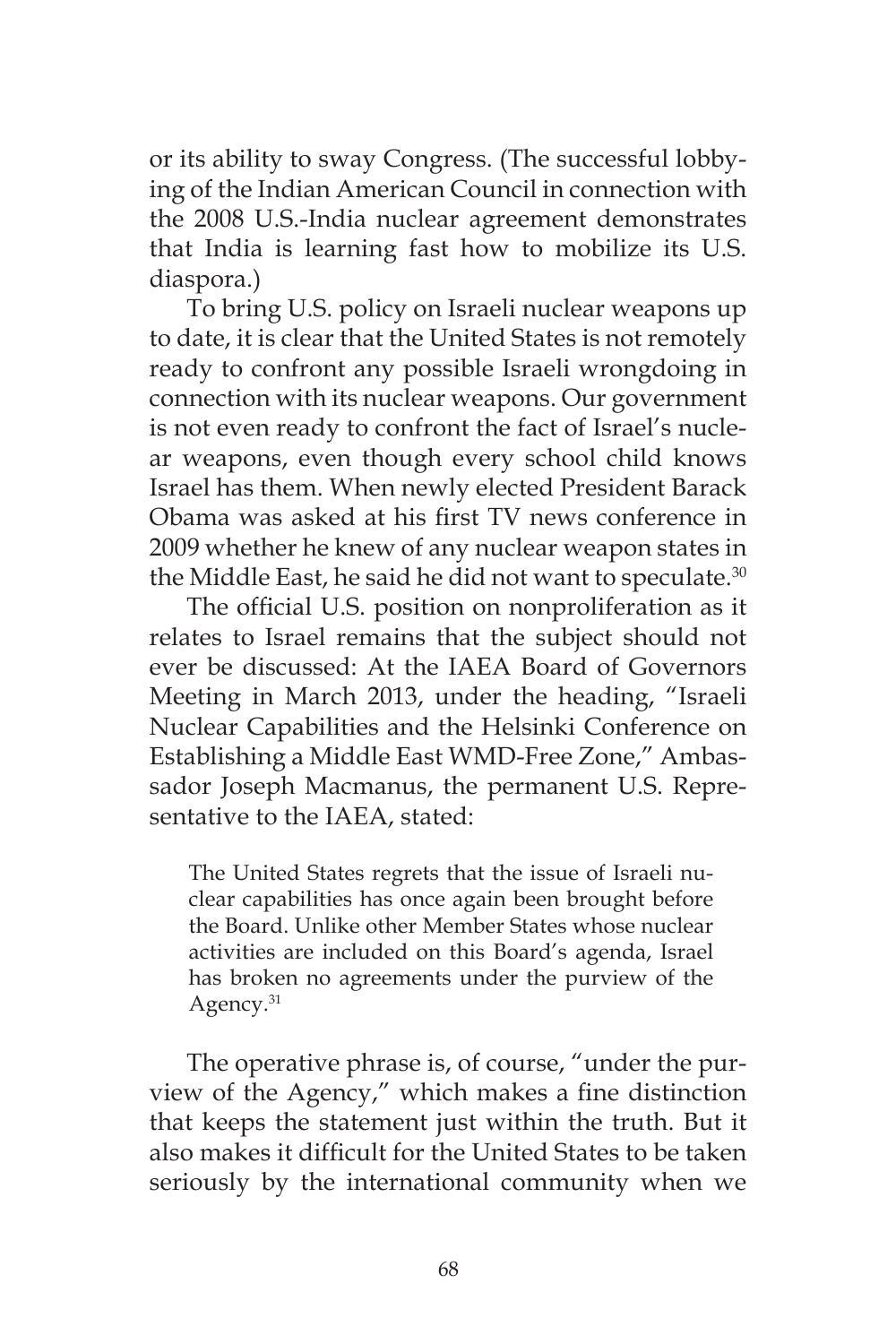or its ability to sway Congress. (The successful lobbying of the Indian American Council in connection with the 2008 U.S.-India nuclear agreement demonstrates that India is learning fast how to mobilize its U.S. diaspora.)

To bring U.S. policy on Israeli nuclear weapons up to date, it is clear that the United States is not remotely ready to confront any possible Israeli wrongdoing in connection with its nuclear weapons. Our government is not even ready to confront the fact of Israel's nuclear weapons, even though every school child knows Israel has them. When newly elected President Barack Obama was asked at his first TV news conference in 2009 whether he knew of any nuclear weapon states in the Middle East, he said he did not want to speculate.[30]

The official U.S. position on nonproliferation as it relates to Israel remains that the subject should not ever be discussed: At the IAEA Board of Governors Meeting in March 2013, under the heading, "Israeli Nuclear Capabilities and the Helsinki Conference on Establishing a Middle East WMD-Free Zone," Ambassador Joseph Macmanus, the permanent U.S. Representative to the IAEA, stated:

> The United States regrets that the issue of Israeli nuclear capabilities has once again been brought before the Board. Unlike other Member States whose nuclear activities are included on this Board's agenda, Israel has broken no agreements under the purview of the Agency.[31]

The operative phrase is, of course, "under the purview of the Agency," which makes a fine distinction that keeps the statement just within the truth. But it also makes it difficult for the United States to be taken seriously by the international community when we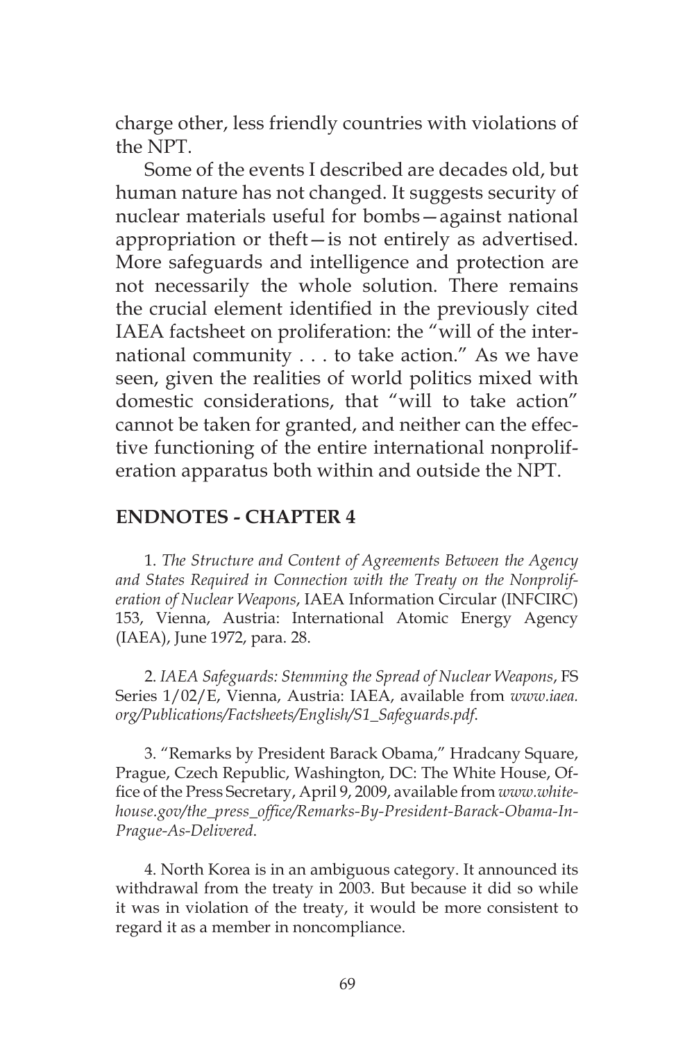charge other, less friendly countries with violations of the NPT.

Some of the events I described are decades old, but human nature has not changed. It suggests security of nuclear materials useful for bombs—against national appropriation or theft—is not entirely as advertised. More safeguards and intelligence and protection are not necessarily the whole solution. There remains the crucial element identified in the previously cited IAEA factsheet on proliferation: the "will of the international community . . . to take action." As we have seen, given the realities of world politics mixed with domestic considerations, that "will to take action" cannot be taken for granted, and neither can the effective functioning of the entire international nonproliferation apparatus both within and outside the NPT.

## ENDNOTES - CHAPTER 4

1. *The Structure and Content of Agreements Between the Agency and States Required in Connection with the Treaty on the Nonproliferation of Nuclear Weapons*, IAEA Information Circular (INFCIRC) 153, Vienna, Austria: International Atomic Energy Agency (IAEA), June 1972, para. 28.

2. *IAEA Safeguards: Stemming the Spread of Nuclear Weapons*, FS Series 1/02/E, Vienna, Austria: IAEA, available from *www.iaea.org/Publications/Factsheets/English/S1_Safeguards.pdf*.

3. "Remarks by President Barack Obama," Hradcany Square, Prague, Czech Republic, Washington, DC: The White House, Office of the Press Secretary, April 9, 2009, available from *www.whitehouse.gov/the_press_office/Remarks-By-President-Barack-Obama-In-Prague-As-Delivered*.

4. North Korea is in an ambiguous category. It announced its withdrawal from the treaty in 2003. But because it did so while it was in violation of the treaty, it would be more consistent to regard it as a member in noncompliance.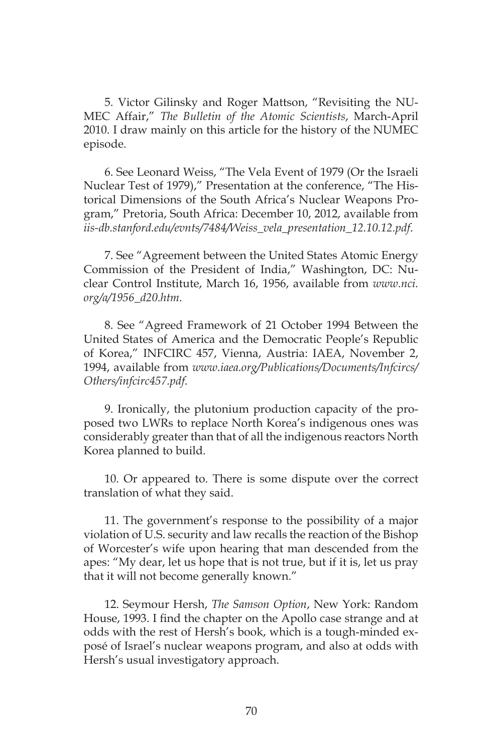5. Victor Gilinsky and Roger Mattson, "Revisiting the NUMEC Affair," *The Bulletin of the Atomic Scientists*, March-April 2010. I draw mainly on this article for the history of the NUMEC episode.

6. See Leonard Weiss, "The Vela Event of 1979 (Or the Israeli Nuclear Test of 1979)," Presentation at the conference, "The Historical Dimensions of the South Africa's Nuclear Weapons Program," Pretoria, South Africa: December 10, 2012, available from *iis-db.stanford.edu/evnts/7484/Weiss_vela_presentation_12.10.12.pdf*.

7. See "Agreement between the United States Atomic Energy Commission of the President of India," Washington, DC: Nuclear Control Institute, March 16, 1956, available from *www.nci.org/a/1956_d20.htm*.

8. See "Agreed Framework of 21 October 1994 Between the United States of America and the Democratic People's Republic of Korea," INFCIRC 457, Vienna, Austria: IAEA, November 2, 1994, available from *www.iaea.org/Publications/Documents/Infcircs/Others/infcirc457.pdf*.

9. Ironically, the plutonium production capacity of the proposed two LWRs to replace North Korea's indigenous ones was considerably greater than that of all the indigenous reactors North Korea planned to build.

10. Or appeared to. There is some dispute over the correct translation of what they said.

11. The government's response to the possibility of a major violation of U.S. security and law recalls the reaction of the Bishop of Worcester's wife upon hearing that man descended from the apes: "My dear, let us hope that is not true, but if it is, let us pray that it will not become generally known."

12. Seymour Hersh, *The Samson Option*, New York: Random House, 1993. I find the chapter on the Apollo case strange and at odds with the rest of Hersh's book, which is a tough-minded exposé of Israel's nuclear weapons program, and also at odds with Hersh's usual investigatory approach.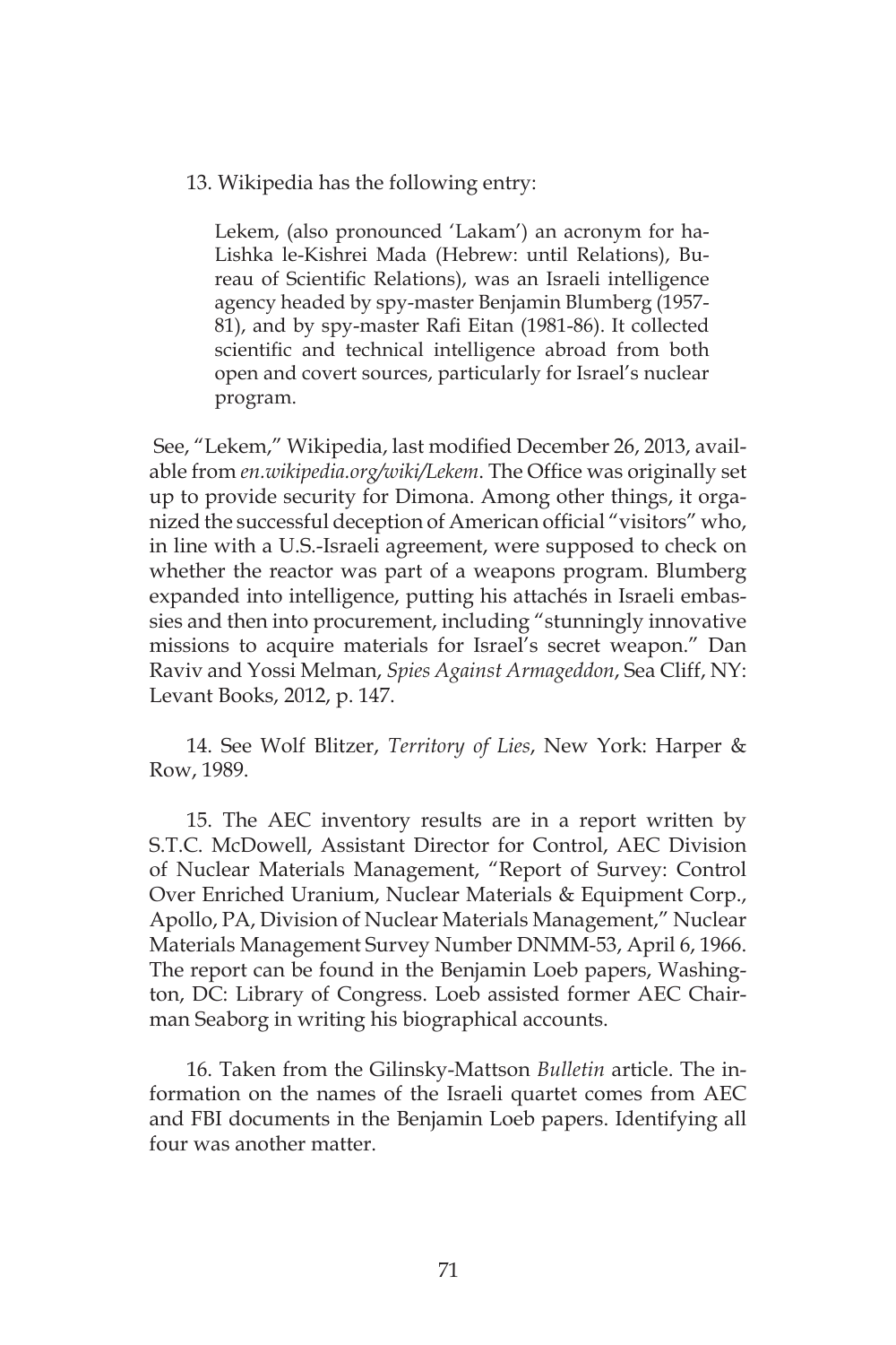13. Wikipedia has the following entry:

> Lekem, (also pronounced 'Lakam') an acronym for ha-Lishka le-Kishrei Mada (Hebrew: until Relations), Bureau of Scientific Relations), was an Israeli intelligence agency headed by spy-master Benjamin Blumberg (1957-81), and by spy-master Rafi Eitan (1981-86). It collected scientific and technical intelligence abroad from both open and covert sources, particularly for Israel's nuclear program.

See, "Lekem," Wikipedia, last modified December 26, 2013, available from *en.wikipedia.org/wiki/Lekem*. The Office was originally set up to provide security for Dimona. Among other things, it organized the successful deception of American official "visitors" who, in line with a U.S.-Israeli agreement, were supposed to check on whether the reactor was part of a weapons program. Blumberg expanded into intelligence, putting his attachés in Israeli embassies and then into procurement, including "stunningly innovative missions to acquire materials for Israel's secret weapon." Dan Raviv and Yossi Melman, *Spies Against Armageddon*, Sea Cliff, NY: Levant Books, 2012, p. 147.

14. See Wolf Blitzer, *Territory of Lies*, New York: Harper & Row, 1989.

15. The AEC inventory results are in a report written by S.T.C. McDowell, Assistant Director for Control, AEC Division of Nuclear Materials Management, "Report of Survey: Control Over Enriched Uranium, Nuclear Materials & Equipment Corp., Apollo, PA, Division of Nuclear Materials Management," Nuclear Materials Management Survey Number DNMM-53, April 6, 1966. The report can be found in the Benjamin Loeb papers, Washington, DC: Library of Congress. Loeb assisted former AEC Chairman Seaborg in writing his biographical accounts.

16. Taken from the Gilinsky-Mattson *Bulletin* article. The information on the names of the Israeli quartet comes from AEC and FBI documents in the Benjamin Loeb papers. Identifying all four was another matter.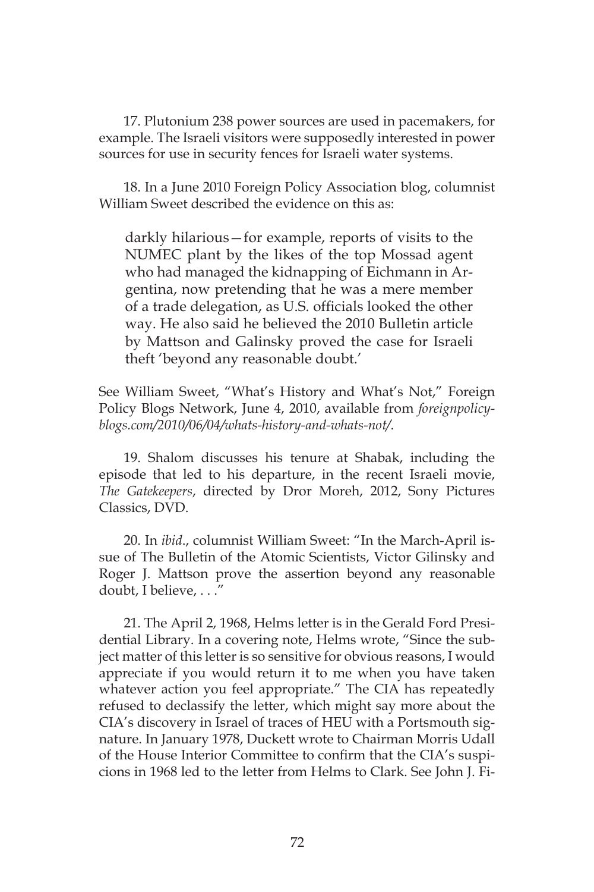17. Plutonium 238 power sources are used in pacemakers, for example. The Israeli visitors were supposedly interested in power sources for use in security fences for Israeli water systems.

18. In a June 2010 Foreign Policy Association blog, columnist William Sweet described the evidence on this as:

> darkly hilarious—for example, reports of visits to the NUMEC plant by the likes of the top Mossad agent who had managed the kidnapping of Eichmann in Argentina, now pretending that he was a mere member of a trade delegation, as U.S. officials looked the other way. He also said he believed the 2010 Bulletin article by Mattson and Galinsky proved the case for Israeli theft 'beyond any reasonable doubt.'

See William Sweet, "What's History and What's Not," Foreign Policy Blogs Network, June 4, 2010, available from *foreignpolicyblogs.com/2010/06/04/whats-history-and-whats-not/*.

19. Shalom discusses his tenure at Shabak, including the episode that led to his departure, in the recent Israeli movie, *The Gatekeepers*, directed by Dror Moreh, 2012, Sony Pictures Classics, DVD.

20. In *ibid*., columnist William Sweet: "In the March-April issue of The Bulletin of the Atomic Scientists, Victor Gilinsky and Roger J. Mattson prove the assertion beyond any reasonable doubt, I believe, . . ."

21. The April 2, 1968, Helms letter is in the Gerald Ford Presidential Library. In a covering note, Helms wrote, "Since the subject matter of this letter is so sensitive for obvious reasons, I would appreciate if you would return it to me when you have taken whatever action you feel appropriate." The CIA has repeatedly refused to declassify the letter, which might say more about the CIA's discovery in Israel of traces of HEU with a Portsmouth signature. In January 1978, Duckett wrote to Chairman Morris Udall of the House Interior Committee to confirm that the CIA's suspicions in 1968 led to the letter from Helms to Clark. See John J. Fi-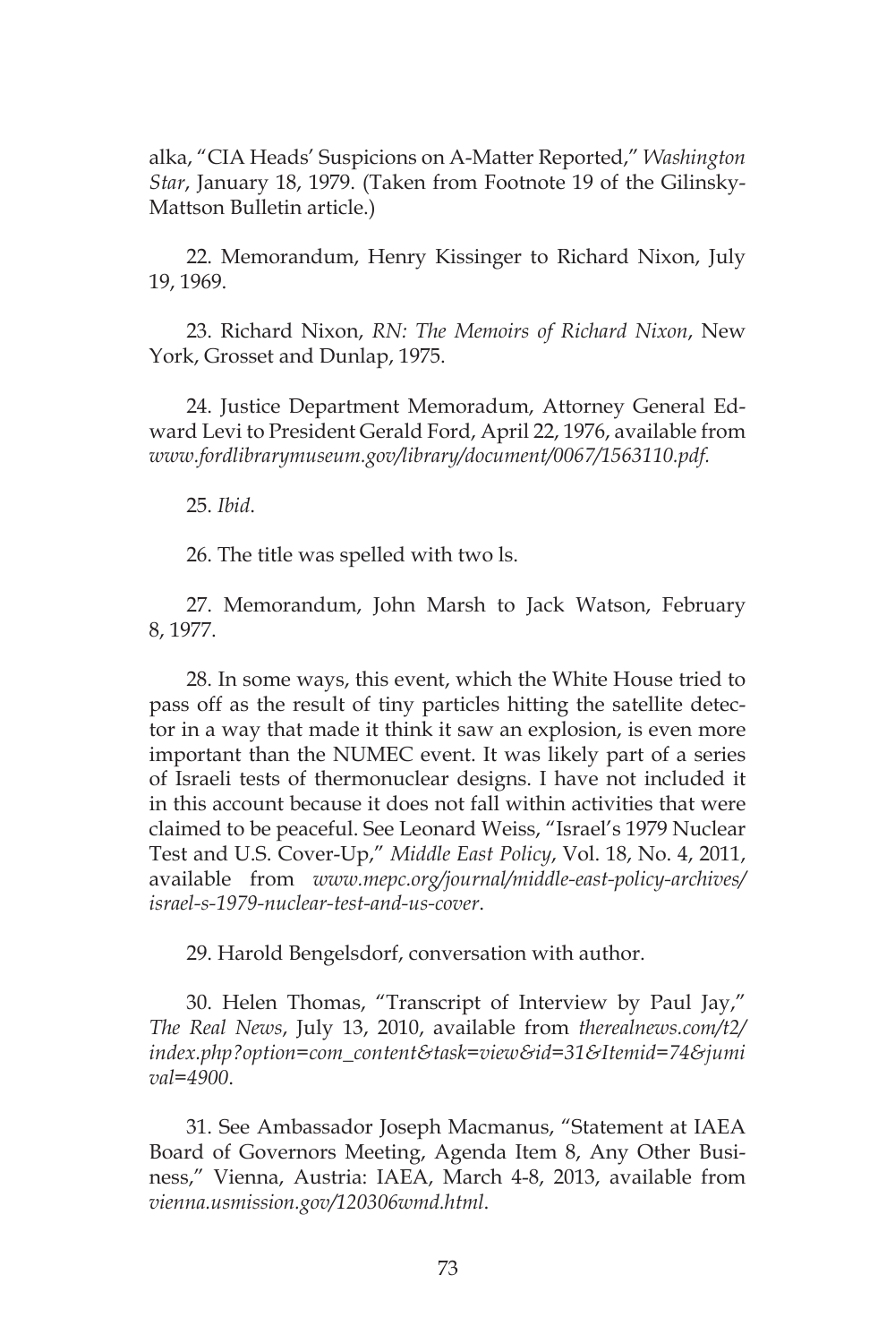alka, "CIA Heads' Suspicions on A-Matter Reported," *Washington Star*, January 18, 1979. (Taken from Footnote 19 of the Gilinsky-Mattson Bulletin article.)

22. Memorandum, Henry Kissinger to Richard Nixon, July 19, 1969.

23. Richard Nixon, *RN: The Memoirs of Richard Nixon*, New York, Grosset and Dunlap, 1975.

24. Justice Department Memoradum, Attorney General Edward Levi to President Gerald Ford, April 22, 1976, available from *www.fordlibrarymuseum.gov/library/document/0067/1563110.pdf*.

25. *Ibid*.

26. The title was spelled with two ls.

27. Memorandum, John Marsh to Jack Watson, February 8, 1977.

28. In some ways, this event, which the White House tried to pass off as the result of tiny particles hitting the satellite detector in a way that made it think it saw an explosion, is even more important than the NUMEC event. It was likely part of a series of Israeli tests of thermonuclear designs. I have not included it in this account because it does not fall within activities that were claimed to be peaceful. See Leonard Weiss, "Israel's 1979 Nuclear Test and U.S. Cover-Up," *Middle East Policy*, Vol. 18, No. 4, 2011, available from *www.mepc.org/journal/middle-east-policy-archives/israel-s-1979-nuclear-test-and-us-cover*.

29. Harold Bengelsdorf, conversation with author.

30. Helen Thomas, "Transcript of Interview by Paul Jay," *The Real News*, July 13, 2010, available from *therealnews.com/t2/index.php?option=com_content&task=view&id=31&Itemid=74&jumival=4900*.

31. See Ambassador Joseph Macmanus, "Statement at IAEA Board of Governors Meeting, Agenda Item 8, Any Other Business," Vienna, Austria: IAEA, March 4-8, 2013, available from *vienna.usmission.gov/120306wmd.html*.